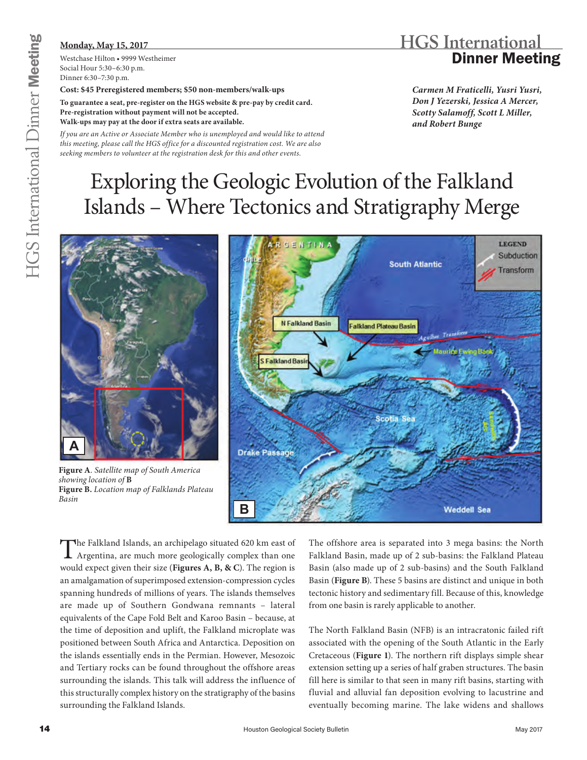# HGS International Dinner Meeting

**Monday, May 15, 2017**

Westchase Hilton • 9999 Westheimer
Social Hour 5:30–6:30 p.m.
Dinner 6:30–7:30 p.m.

**Cost: $45 Preregistered members; $50 non-members/walk-ups**

**To guarantee a seat, pre-register on the HGS website & pre-pay by credit card.**
**Pre-registration without payment will not be accepted.**
**Walk-ups may pay at the door if extra seats are available.**

*If you are an Active or Associate Member who is unemployed and would like to attend this meeting, please call the HGS office for a discounted registration cost. We are also seeking members to volunteer at the registration desk for this and other events.*

***Carmen M Fraticelli, Yusri Yusri, Don J Yezerski, Jessica A Mercer, Scotty Salamoff, Scott L Miller, and Robert Bunge***

# Exploring the Geologic Evolution of the Falkland Islands – Where Tectonics and Stratigraphy Merge

**Figure A**. *Satellite map of South America showing location of* **B**
**Figure B.** *Location map of Falklands Plateau Basin*

The Falkland Islands, an archipelago situated 620 km east of Argentina, are much more geologically complex than one would expect given their size (**Figures A, B, & C**). The region is an amalgamation of superimposed extension-compression cycles spanning hundreds of millions of years. The islands themselves are made up of Southern Gondwana remnants – lateral equivalents of the Cape Fold Belt and Karoo Basin – because, at the time of deposition and uplift, the Falkland microplate was positioned between South Africa and Antarctica. Deposition on the islands essentially ends in the Permian. However, Mesozoic and Tertiary rocks can be found throughout the offshore areas surrounding the islands. This talk will address the influence of this structurally complex history on the stratigraphy of the basins surrounding the Falkland Islands.

The offshore area is separated into 3 mega basins: the North Falkland Basin, made up of 2 sub-basins: the Falkland Plateau Basin (also made up of 2 sub-basins) and the South Falkland Basin (**Figure B**). These 5 basins are distinct and unique in both tectonic history and sedimentary fill. Because of this, knowledge from one basin is rarely applicable to another.

The North Falkland Basin (NFB) is an intracratonic failed rift associated with the opening of the South Atlantic in the Early Cretaceous (**Figure 1**). The northern rift displays simple shear extension setting up a series of half graben structures. The basin fill here is similar to that seen in many rift basins, starting with fluvial and alluvial fan deposition evolving to lacustrine and eventually becoming marine. The lake widens and shallows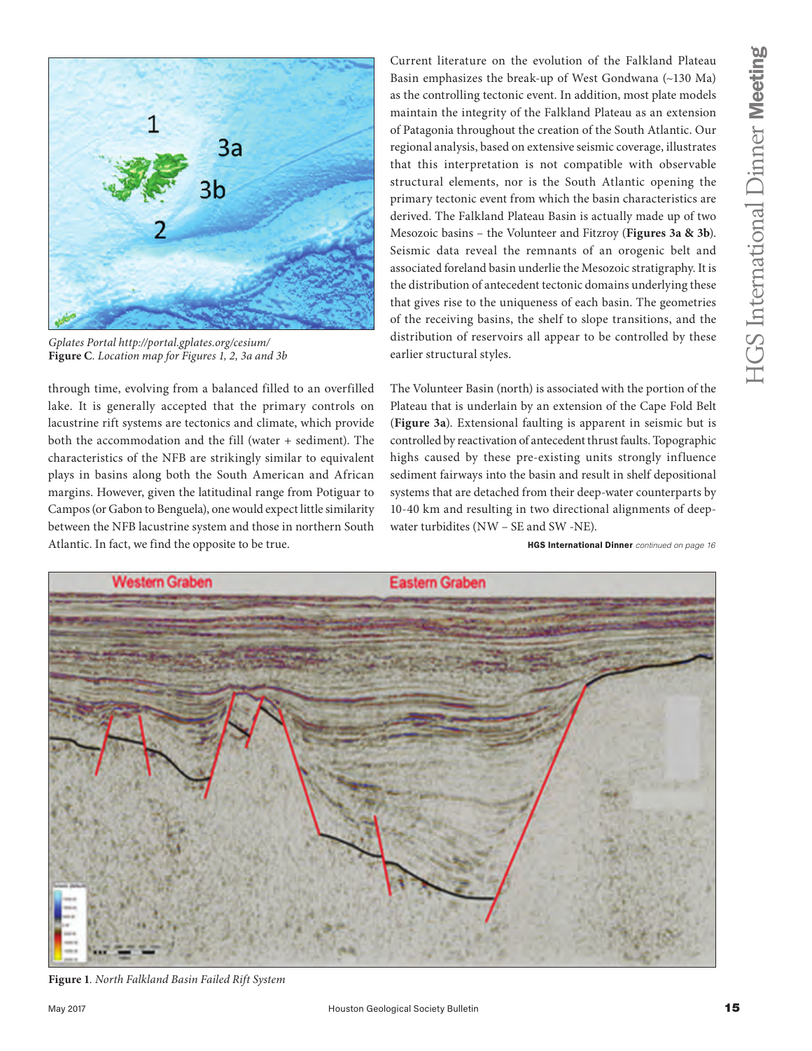Gplates Portal http://portal.gplates.org/cesium/

**Figure C**. *Location map for Figures 1, 2, 3a and 3b*

through time, evolving from a balanced filled to an overfilled lake. It is generally accepted that the primary controls on lacustrine rift systems are tectonics and climate, which provide both the accommodation and the fill (water + sediment). The characteristics of the NFB are strikingly similar to equivalent plays in basins along both the South American and African margins. However, given the latitudinal range from Potiguar to Campos (or Gabon to Benguela), one would expect little similarity between the NFB lacustrine system and those in northern South Atlantic. In fact, we find the opposite to be true.

Current literature on the evolution of the Falkland Plateau Basin emphasizes the break-up of West Gondwana (~130 Ma) as the controlling tectonic event. In addition, most plate models maintain the integrity of the Falkland Plateau as an extension of Patagonia throughout the creation of the South Atlantic. Our regional analysis, based on extensive seismic coverage, illustrates that this interpretation is not compatible with observable structural elements, nor is the South Atlantic opening the primary tectonic event from which the basin characteristics are derived. The Falkland Plateau Basin is actually made up of two Mesozoic basins – the Volunteer and Fitzroy (**Figures 3a & 3b**). Seismic data reveal the remnants of an orogenic belt and associated foreland basin underlie the Mesozoic stratigraphy. It is the distribution of antecedent tectonic domains underlying these that gives rise to the uniqueness of each basin. The geometries of the receiving basins, the shelf to slope transitions, and the distribution of reservoirs all appear to be controlled by these earlier structural styles.

The Volunteer Basin (north) is associated with the portion of the Plateau that is underlain by an extension of the Cape Fold Belt (**Figure 3a**). Extensional faulting is apparent in seismic but is controlled by reactivation of antecedent thrust faults. Topographic highs caused by these pre-existing units strongly influence sediment fairways into the basin and result in shelf depositional systems that are detached from their deep-water counterparts by 10-40 km and resulting in two directional alignments of deep-water turbidites (NW – SE and SW -NE).

**HGS International Dinner** *continued on page 16*

**Figure 1**. *North Falkland Basin Failed Rift System*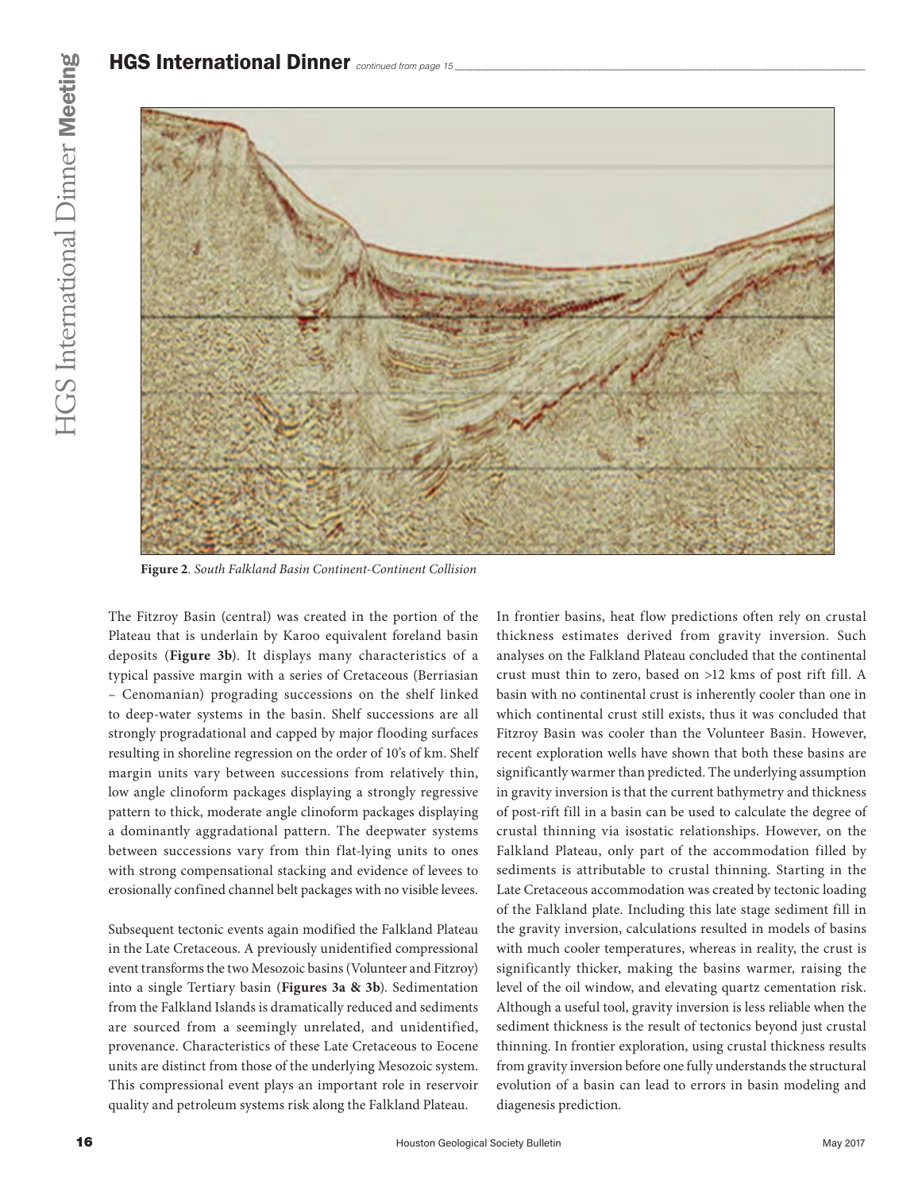Figure 2. *South Falkland Basin Continent-Continent Collision*

The Fitzroy Basin (central) was created in the portion of the Plateau that is underlain by Karoo equivalent foreland basin deposits (**Figure 3b**). It displays many characteristics of a typical passive margin with a series of Cretaceous (Berriasian – Cenomanian) prograding successions on the shelf linked to deep-water systems in the basin. Shelf successions are all strongly progradational and capped by major flooding surfaces resulting in shoreline regression on the order of 10's of km. Shelf margin units vary between successions from relatively thin, low angle clinoform packages displaying a strongly regressive pattern to thick, moderate angle clinoform packages displaying a dominantly aggradational pattern. The deepwater systems between successions vary from thin flat-lying units to ones with strong compensational stacking and evidence of levees to erosionally confined channel belt packages with no visible levees.

Subsequent tectonic events again modified the Falkland Plateau in the Late Cretaceous. A previously unidentified compressional event transforms the two Mesozoic basins (Volunteer and Fitzroy) into a single Tertiary basin (**Figures 3a & 3b**). Sedimentation from the Falkland Islands is dramatically reduced and sediments are sourced from a seemingly unrelated, and unidentified, provenance. Characteristics of these Late Cretaceous to Eocene units are distinct from those of the underlying Mesozoic system. This compressional event plays an important role in reservoir quality and petroleum systems risk along the Falkland Plateau.

In frontier basins, heat flow predictions often rely on crustal thickness estimates derived from gravity inversion. Such analyses on the Falkland Plateau concluded that the continental crust must thin to zero, based on >12 kms of post rift fill. A basin with no continental crust is inherently cooler than one in which continental crust still exists, thus it was concluded that Fitzroy Basin was cooler than the Volunteer Basin. However, recent exploration wells have shown that both these basins are significantly warmer than predicted. The underlying assumption in gravity inversion is that the current bathymetry and thickness of post-rift fill in a basin can be used to calculate the degree of crustal thinning via isostatic relationships. However, on the Falkland Plateau, only part of the accommodation filled by sediments is attributable to crustal thinning. Starting in the Late Cretaceous accommodation was created by tectonic loading of the Falkland plate. Including this late stage sediment fill in the gravity inversion, calculations resulted in models of basins with much cooler temperatures, whereas in reality, the crust is significantly thicker, making the basins warmer, raising the level of the oil window, and elevating quartz cementation risk. Although a useful tool, gravity inversion is less reliable when the sediment thickness is the result of tectonics beyond just crustal thinning. In frontier exploration, using crustal thickness results from gravity inversion before one fully understands the structural evolution of a basin can lead to errors in basin modeling and diagenesis prediction.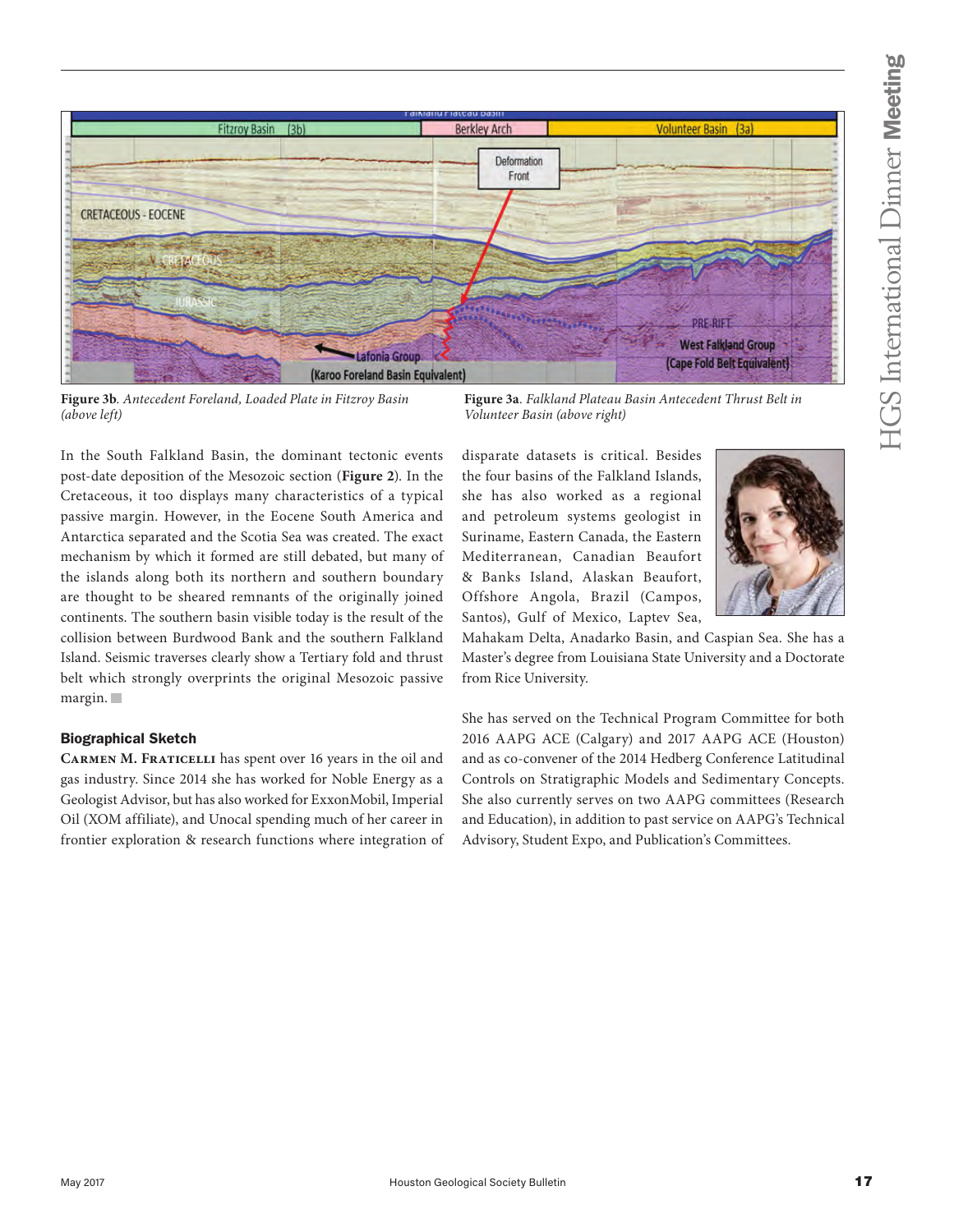Falkland Plateau Basin

Fitzroy Basin (3b)

Berkley Arch

Volunteer Basin (3a)

Deformation Front

CRETACEOUS - EOCENE

CRETACEOUS

JURASSIC

PRE-RIFT

West Falkland Group

(Cape Fold Belt Equivalent)

Lafonia Group

(Karoo Foreland Basin Equivalent)

**Figure 3b**. *Antecedent Foreland, Loaded Plate in Fitzroy Basin (above left)*

**Figure 3a**. *Falkland Plateau Basin Antecedent Thrust Belt in Volunteer Basin (above right)*

In the South Falkland Basin, the dominant tectonic events post-date deposition of the Mesozoic section (**Figure 2**). In the Cretaceous, it too displays many characteristics of a typical passive margin. However, in the Eocene South America and Antarctica separated and the Scotia Sea was created. The exact mechanism by which it formed are still debated, but many of the islands along both its northern and southern boundary are thought to be sheared remnants of the originally joined continents. The southern basin visible today is the result of the collision between Burdwood Bank and the southern Falkland Island. Seismic traverses clearly show a Tertiary fold and thrust belt which strongly overprints the original Mesozoic passive margin.

### Biographical Sketch

**Carmen M. Fraticelli** has spent over 16 years in the oil and gas industry. Since 2014 she has worked for Noble Energy as a Geologist Advisor, but has also worked for ExxonMobil, Imperial Oil (XOM affiliate), and Unocal spending much of her career in frontier exploration & research functions where integration of disparate datasets is critical. Besides the four basins of the Falkland Islands, she has also worked as a regional and petroleum systems geologist in Suriname, Eastern Canada, the Eastern Mediterranean, Canadian Beaufort & Banks Island, Alaskan Beaufort, Offshore Angola, Brazil (Campos, Santos), Gulf of Mexico, Laptev Sea, Mahakam Delta, Anadarko Basin, and Caspian Sea. She has a Master's degree from Louisiana State University and a Doctorate from Rice University.

She has served on the Technical Program Committee for both 2016 AAPG ACE (Calgary) and 2017 AAPG ACE (Houston) and as co-convener of the 2014 Hedberg Conference Latitudinal Controls on Stratigraphic Models and Sedimentary Concepts. She also currently serves on two AAPG committees (Research and Education), in addition to past service on AAPG's Technical Advisory, Student Expo, and Publication's Committees.